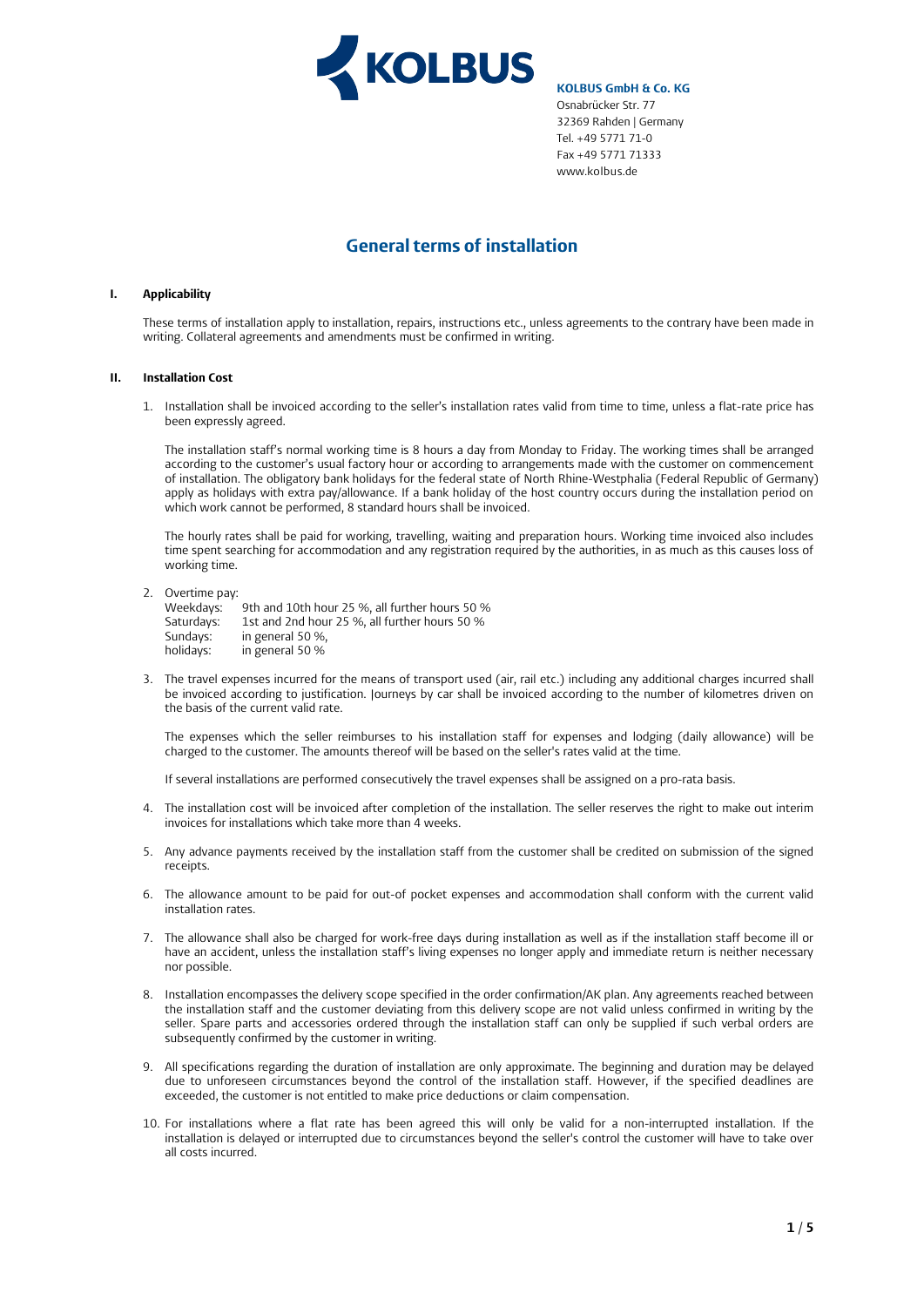KOLBUS

**KOLBUS GmbH & Co. KG**
Osnabrücker Str. 77
32369 Rahden | Germany
Tel. +49 5771 71-0
Fax +49 5771 71333
www.kolbus.de

# General terms of installation

## I. Applicability

These terms of installation apply to installation, repairs, instructions etc., unless agreements to the contrary have been made in writing. Collateral agreements and amendments must be confirmed in writing.

## II. Installation Cost

1. Installation shall be invoiced according to the seller's installation rates valid from time to time, unless a flat-rate price has been expressly agreed.

   The installation staff's normal working time is 8 hours a day from Monday to Friday. The working times shall be arranged according to the customer's usual factory hour or according to arrangements made with the customer on commencement of installation. The obligatory bank holidays for the federal state of North Rhine-Westphalia (Federal Republic of Germany) apply as holidays with extra pay/allowance. If a bank holiday of the host country occurs during the installation period on which work cannot be performed, 8 standard hours shall be invoiced.

   The hourly rates shall be paid for working, travelling, waiting and preparation hours. Working time invoiced also includes time spent searching for accommodation and any registration required by the authorities, in as much as this causes loss of working time.

2. Overtime pay:

   | | |
   |---|---|
   | Weekdays: | 9th and 10th hour 25 %, all further hours 50 % |
   | Saturdays: | 1st and 2nd hour 25 %, all further hours 50 % |
   | Sundays: | in general 50 %, |
   | holidays: | in general 50 % |

3. The travel expenses incurred for the means of transport used (air, rail etc.) including any additional charges incurred shall be invoiced according to justification. Journeys by car shall be invoiced according to the number of kilometres driven on the basis of the current valid rate.

   The expenses which the seller reimburses to his installation staff for expenses and lodging (daily allowance) will be charged to the customer. The amounts thereof will be based on the seller's rates valid at the time.

   If several installations are performed consecutively the travel expenses shall be assigned on a pro-rata basis.

4. The installation cost will be invoiced after completion of the installation. The seller reserves the right to make out interim invoices for installations which take more than 4 weeks.

5. Any advance payments received by the installation staff from the customer shall be credited on submission of the signed receipts.

6. The allowance amount to be paid for out-of pocket expenses and accommodation shall conform with the current valid installation rates.

7. The allowance shall also be charged for work-free days during installation as well as if the installation staff become ill or have an accident, unless the installation staff's living expenses no longer apply and immediate return is neither necessary nor possible.

8. Installation encompasses the delivery scope specified in the order confirmation/AK plan. Any agreements reached between the installation staff and the customer deviating from this delivery scope are not valid unless confirmed in writing by the seller. Spare parts and accessories ordered through the installation staff can only be supplied if such verbal orders are subsequently confirmed by the customer in writing.

9. All specifications regarding the duration of installation are only approximate. The beginning and duration may be delayed due to unforeseen circumstances beyond the control of the installation staff. However, if the specified deadlines are exceeded, the customer is not entitled to make price deductions or claim compensation.

10. For installations where a flat rate has been agreed this will only be valid for a non-interrupted installation. If the installation is delayed or interrupted due to circumstances beyond the seller's control the customer will have to take over all costs incurred.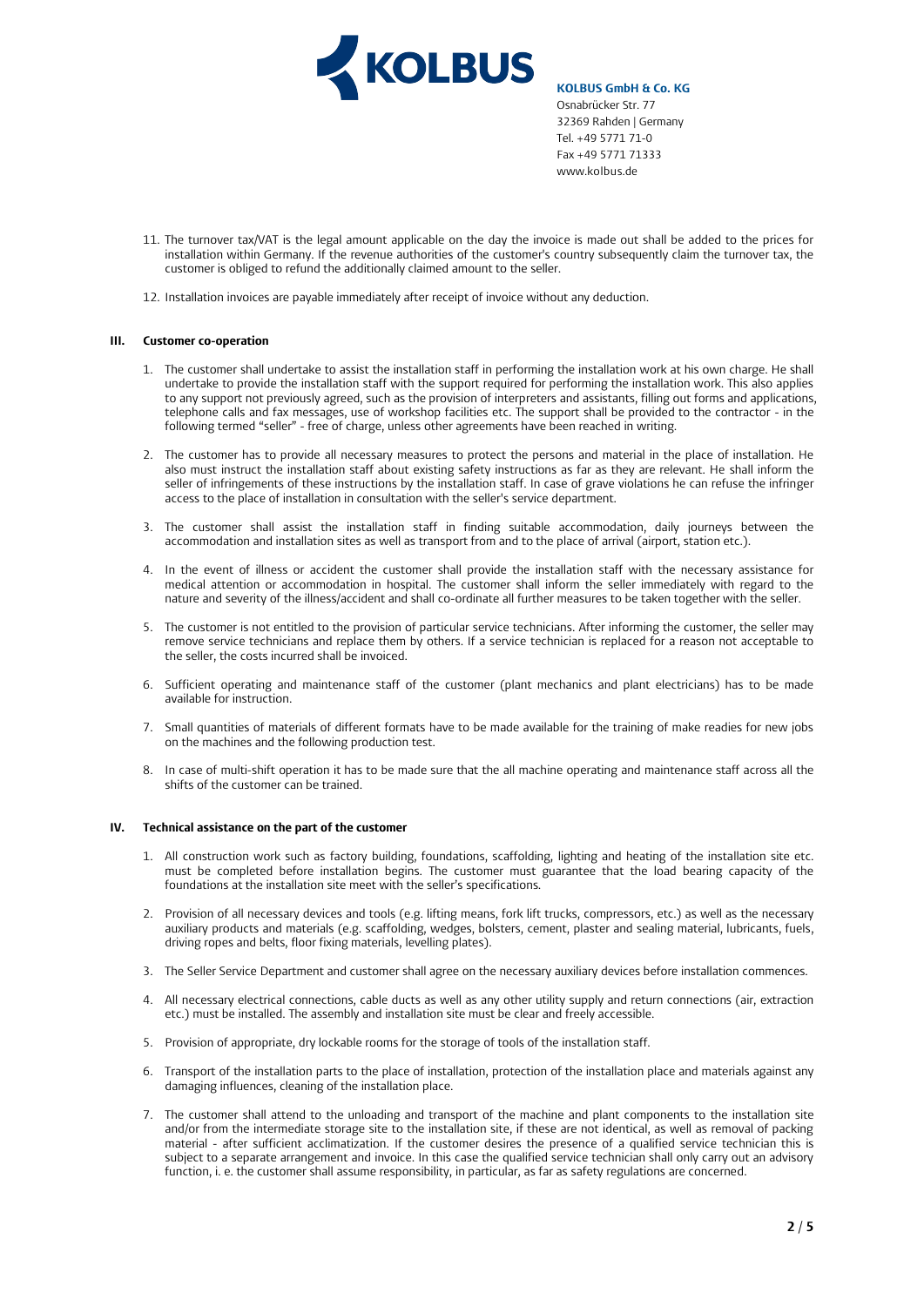11. The turnover tax/VAT is the legal amount applicable on the day the invoice is made out shall be added to the prices for installation within Germany. If the revenue authorities of the customer's country subsequently claim the turnover tax, the customer is obliged to refund the additionally claimed amount to the seller.

12. Installation invoices are payable immediately after receipt of invoice without any deduction.

### III. Customer co-operation

1. The customer shall undertake to assist the installation staff in performing the installation work at his own charge. He shall undertake to provide the installation staff with the support required for performing the installation work. This also applies to any support not previously agreed, such as the provision of interpreters and assistants, filling out forms and applications, telephone calls and fax messages, use of workshop facilities etc. The support shall be provided to the contractor - in the following termed "seller" - free of charge, unless other agreements have been reached in writing.

2. The customer has to provide all necessary measures to protect the persons and material in the place of installation. He also must instruct the installation staff about existing safety instructions as far as they are relevant. He shall inform the seller of infringements of these instructions by the installation staff. In case of grave violations he can refuse the infringer access to the place of installation in consultation with the seller's service department.

3. The customer shall assist the installation staff in finding suitable accommodation, daily journeys between the accommodation and installation sites as well as transport from and to the place of arrival (airport, station etc.).

4. In the event of illness or accident the customer shall provide the installation staff with the necessary assistance for medical attention or accommodation in hospital. The customer shall inform the seller immediately with regard to the nature and severity of the illness/accident and shall co-ordinate all further measures to be taken together with the seller.

5. The customer is not entitled to the provision of particular service technicians. After informing the customer, the seller may remove service technicians and replace them by others. If a service technician is replaced for a reason not acceptable to the seller, the costs incurred shall be invoiced.

6. Sufficient operating and maintenance staff of the customer (plant mechanics and plant electricians) has to be made available for instruction.

7. Small quantities of materials of different formats have to be made available for the training of make readies for new jobs on the machines and the following production test.

8. In case of multi-shift operation it has to be made sure that the all machine operating and maintenance staff across all the shifts of the customer can be trained.

### IV. Technical assistance on the part of the customer

1. All construction work such as factory building, foundations, scaffolding, lighting and heating of the installation site etc. must be completed before installation begins. The customer must guarantee that the load bearing capacity of the foundations at the installation site meet with the seller's specifications.

2. Provision of all necessary devices and tools (e.g. lifting means, fork lift trucks, compressors, etc.) as well as the necessary auxiliary products and materials (e.g. scaffolding, wedges, bolsters, cement, plaster and sealing material, lubricants, fuels, driving ropes and belts, floor fixing materials, levelling plates).

3. The Seller Service Department and customer shall agree on the necessary auxiliary devices before installation commences.

4. All necessary electrical connections, cable ducts as well as any other utility supply and return connections (air, extraction etc.) must be installed. The assembly and installation site must be clear and freely accessible.

5. Provision of appropriate, dry lockable rooms for the storage of tools of the installation staff.

6. Transport of the installation parts to the place of installation, protection of the installation place and materials against any damaging influences, cleaning of the installation place.

7. The customer shall attend to the unloading and transport of the machine and plant components to the installation site and/or from the intermediate storage site to the installation site, if these are not identical, as well as removal of packing material - after sufficient acclimatization. If the customer desires the presence of a qualified service technician this is subject to a separate arrangement and invoice. In this case the qualified service technician shall only carry out an advisory function, i. e. the customer shall assume responsibility, in particular, as far as safety regulations are concerned.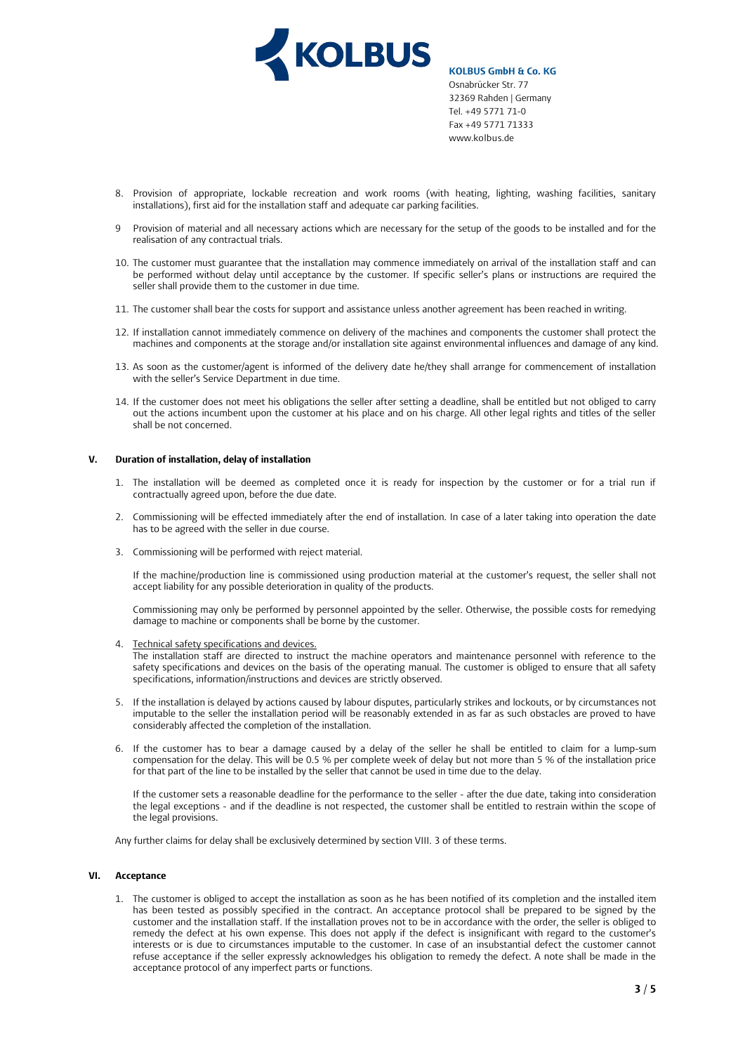8. Provision of appropriate, lockable recreation and work rooms (with heating, lighting, washing facilities, sanitary installations), first aid for the installation staff and adequate car parking facilities.

9 Provision of material and all necessary actions which are necessary for the setup of the goods to be installed and for the realisation of any contractual trials.

10. The customer must guarantee that the installation may commence immediately on arrival of the installation staff and can be performed without delay until acceptance by the customer. If specific seller's plans or instructions are required the seller shall provide them to the customer in due time.

11. The customer shall bear the costs for support and assistance unless another agreement has been reached in writing.

12. If installation cannot immediately commence on delivery of the machines and components the customer shall protect the machines and components at the storage and/or installation site against environmental influences and damage of any kind.

13. As soon as the customer/agent is informed of the delivery date he/they shall arrange for commencement of installation with the seller's Service Department in due time.

14. If the customer does not meet his obligations the seller after setting a deadline, shall be entitled but not obliged to carry out the actions incumbent upon the customer at his place and on his charge. All other legal rights and titles of the seller shall be not concerned.

## V. Duration of installation, delay of installation

1. The installation will be deemed as completed once it is ready for inspection by the customer or for a trial run if contractually agreed upon, before the due date.

2. Commissioning will be effected immediately after the end of installation. In case of a later taking into operation the date has to be agreed with the seller in due course.

3. Commissioning will be performed with reject material.

   If the machine/production line is commissioned using production material at the customer's request, the seller shall not accept liability for any possible deterioration in quality of the products.

   Commissioning may only be performed by personnel appointed by the seller. Otherwise, the possible costs for remedying damage to machine or components shall be borne by the customer.

4. Technical safety specifications and devices.
   The installation staff are directed to instruct the machine operators and maintenance personnel with reference to the safety specifications and devices on the basis of the operating manual. The customer is obliged to ensure that all safety specifications, information/instructions and devices are strictly observed.

5. If the installation is delayed by actions caused by labour disputes, particularly strikes and lockouts, or by circumstances not imputable to the seller the installation period will be reasonably extended in as far as such obstacles are proved to have considerably affected the completion of the installation.

6. If the customer has to bear a damage caused by a delay of the seller he shall be entitled to claim for a lump-sum compensation for the delay. This will be 0.5 % per complete week of delay but not more than 5 % of the installation price for that part of the line to be installed by the seller that cannot be used in time due to the delay.

   If the customer sets a reasonable deadline for the performance to the seller - after the due date, taking into consideration the legal exceptions - and if the deadline is not respected, the customer shall be entitled to restrain within the scope of the legal provisions.

Any further claims for delay shall be exclusively determined by section VIII. 3 of these terms.

## VI. Acceptance

1. The customer is obliged to accept the installation as soon as he has been notified of its completion and the installed item has been tested as possibly specified in the contract. An acceptance protocol shall be prepared to be signed by the customer and the installation staff. If the installation proves not to be in accordance with the order, the seller is obliged to remedy the defect at his own expense. This does not apply if the defect is insignificant with regard to the customer's interests or is due to circumstances imputable to the customer. In case of an insubstantial defect the customer cannot refuse acceptance if the seller expressly acknowledges his obligation to remedy the defect. A note shall be made in the acceptance protocol of any imperfect parts or functions.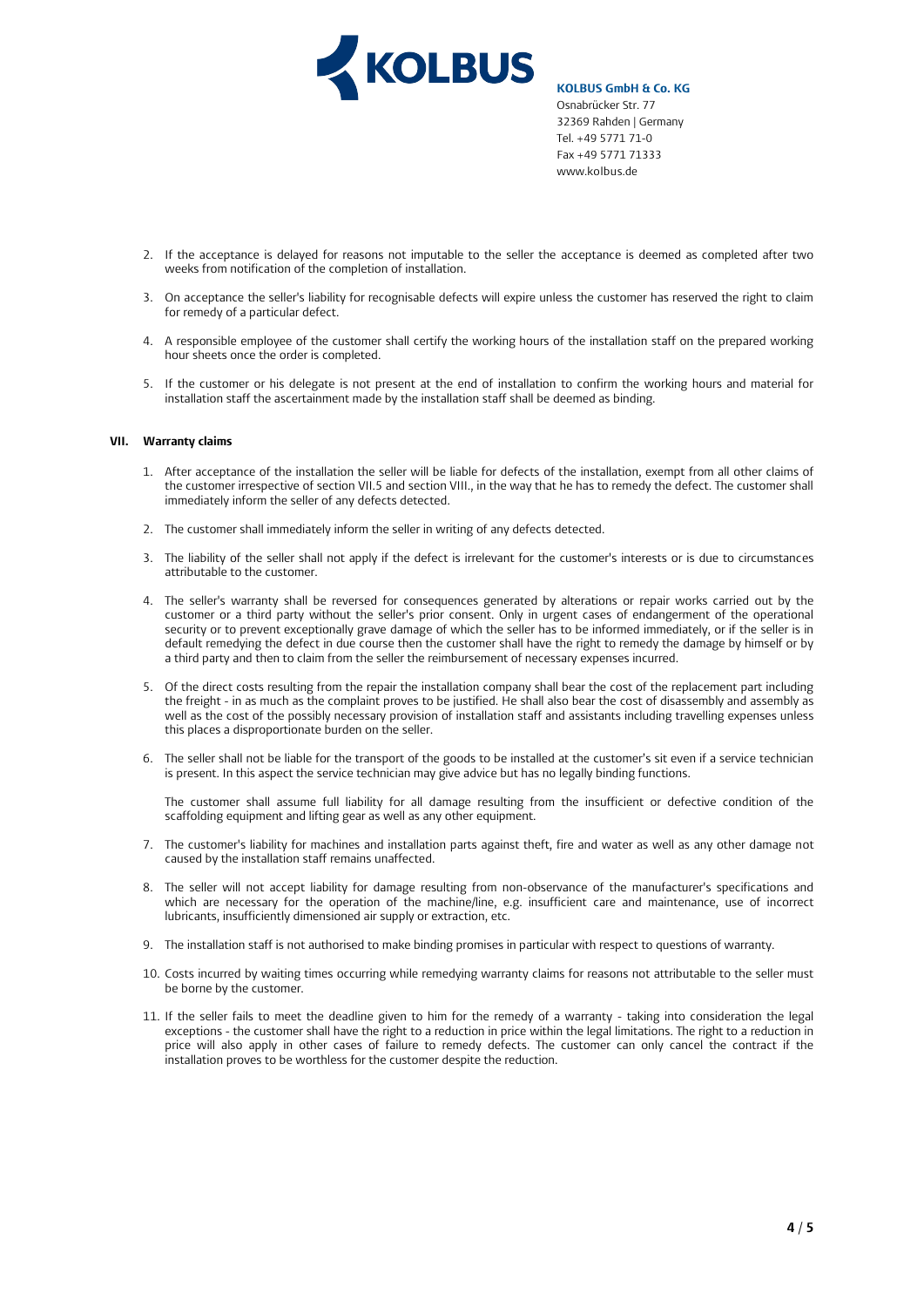2. If the acceptance is delayed for reasons not imputable to the seller the acceptance is deemed as completed after two weeks from notification of the completion of installation.

3. On acceptance the seller's liability for recognisable defects will expire unless the customer has reserved the right to claim for remedy of a particular defect.

4. A responsible employee of the customer shall certify the working hours of the installation staff on the prepared working hour sheets once the order is completed.

5. If the customer or his delegate is not present at the end of installation to confirm the working hours and material for installation staff the ascertainment made by the installation staff shall be deemed as binding.

## VII. Warranty claims

1. After acceptance of the installation the seller will be liable for defects of the installation, exempt from all other claims of the customer irrespective of section VII.5 and section VIII., in the way that he has to remedy the defect. The customer shall immediately inform the seller of any defects detected.

2. The customer shall immediately inform the seller in writing of any defects detected.

3. The liability of the seller shall not apply if the defect is irrelevant for the customer's interests or is due to circumstances attributable to the customer.

4. The seller's warranty shall be reversed for consequences generated by alterations or repair works carried out by the customer or a third party without the seller's prior consent. Only in urgent cases of endangerment of the operational security or to prevent exceptionally grave damage of which the seller has to be informed immediately, or if the seller is in default remedying the defect in due course then the customer shall have the right to remedy the damage by himself or by a third party and then to claim from the seller the reimbursement of necessary expenses incurred.

5. Of the direct costs resulting from the repair the installation company shall bear the cost of the replacement part including the freight - in as much as the complaint proves to be justified. He shall also bear the cost of disassembly and assembly as well as the cost of the possibly necessary provision of installation staff and assistants including travelling expenses unless this places a disproportionate burden on the seller.

6. The seller shall not be liable for the transport of the goods to be installed at the customer's sit even if a service technician is present. In this aspect the service technician may give advice but has no legally binding functions.

   The customer shall assume full liability for all damage resulting from the insufficient or defective condition of the scaffolding equipment and lifting gear as well as any other equipment.

7. The customer's liability for machines and installation parts against theft, fire and water as well as any other damage not caused by the installation staff remains unaffected.

8. The seller will not accept liability for damage resulting from non-observance of the manufacturer's specifications and which are necessary for the operation of the machine/line, e.g. insufficient care and maintenance, use of incorrect lubricants, insufficiently dimensioned air supply or extraction, etc.

9. The installation staff is not authorised to make binding promises in particular with respect to questions of warranty.

10. Costs incurred by waiting times occurring while remedying warranty claims for reasons not attributable to the seller must be borne by the customer.

11. If the seller fails to meet the deadline given to him for the remedy of a warranty - taking into consideration the legal exceptions - the customer shall have the right to a reduction in price within the legal limitations. The right to a reduction in price will also apply in other cases of failure to remedy defects. The customer can only cancel the contract if the installation proves to be worthless for the customer despite the reduction.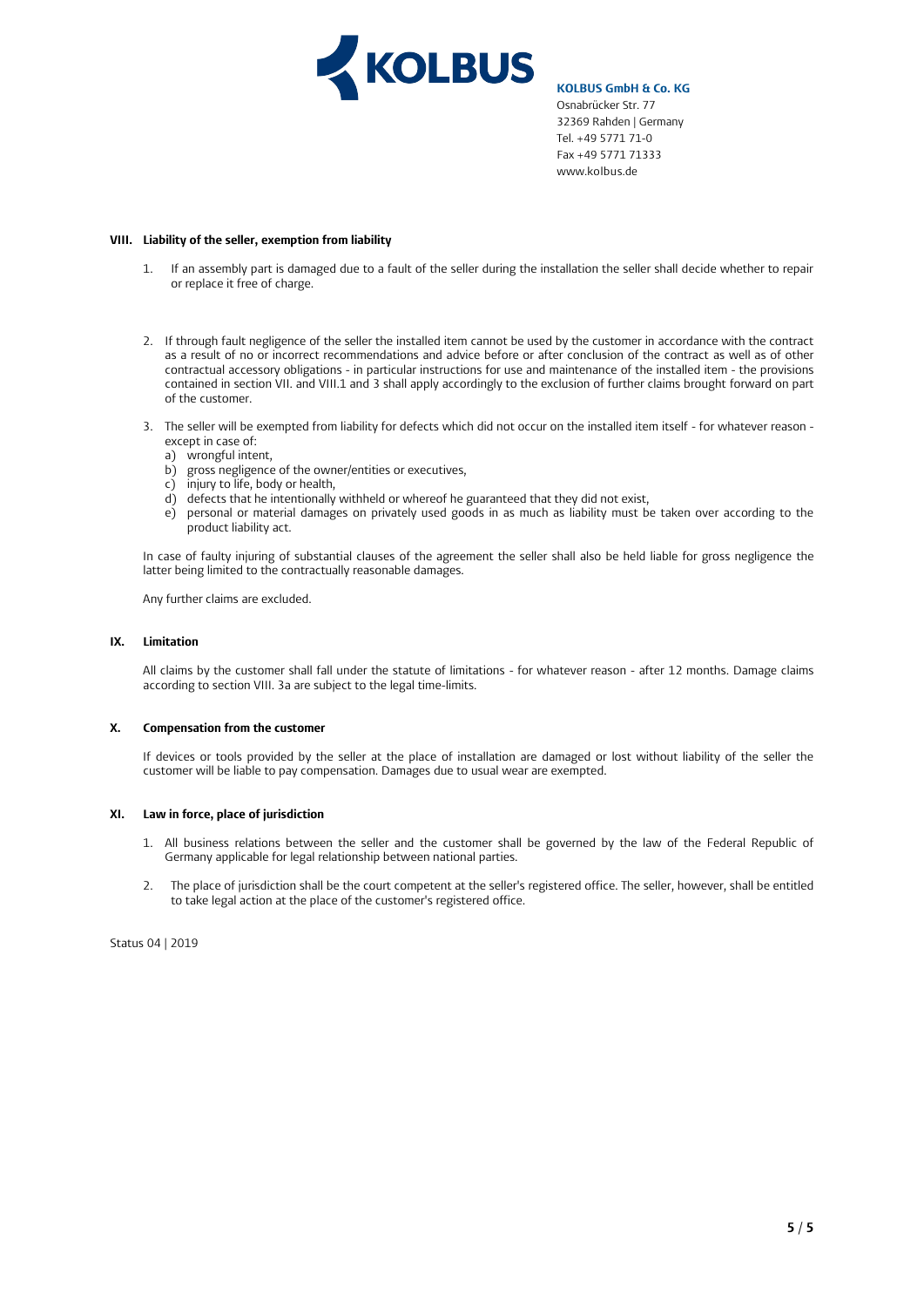**KOLBUS GmbH & Co. KG**
Osnabrücker Str. 77
32369 Rahden | Germany
Tel. +49 5771 71-0
Fax +49 5771 71333
www.kolbus.de

## VIII. Liability of the seller, exemption from liability

1. If an assembly part is damaged due to a fault of the seller during the installation the seller shall decide whether to repair or replace it free of charge.

2. If through fault negligence of the seller the installed item cannot be used by the customer in accordance with the contract as a result of no or incorrect recommendations and advice before or after conclusion of the contract as well as of other contractual accessory obligations - in particular instructions for use and maintenance of the installed item - the provisions contained in section VII. and VIII.1 and 3 shall apply accordingly to the exclusion of further claims brought forward on part of the customer.

3. The seller will be exempted from liability for defects which did not occur on the installed item itself - for whatever reason - except in case of:
   a) wrongful intent,
   b) gross negligence of the owner/entities or executives,
   c) injury to life, body or health,
   d) defects that he intentionally withheld or whereof he guaranteed that they did not exist,
   e) personal or material damages on privately used goods in as much as liability must be taken over according to the product liability act.

   In case of faulty injuring of substantial clauses of the agreement the seller shall also be held liable for gross negligence the latter being limited to the contractually reasonable damages.

   Any further claims are excluded.

## IX. Limitation

All claims by the customer shall fall under the statute of limitations - for whatever reason - after 12 months. Damage claims according to section VIII. 3a are subject to the legal time-limits.

## X. Compensation from the customer

If devices or tools provided by the seller at the place of installation are damaged or lost without liability of the seller the customer will be liable to pay compensation. Damages due to usual wear are exempted.

## XI. Law in force, place of jurisdiction

1. All business relations between the seller and the customer shall be governed by the law of the Federal Republic of Germany applicable for legal relationship between national parties.

2. The place of jurisdiction shall be the court competent at the seller's registered office. The seller, however, shall be entitled to take legal action at the place of the customer's registered office.

Status 04 | 2019